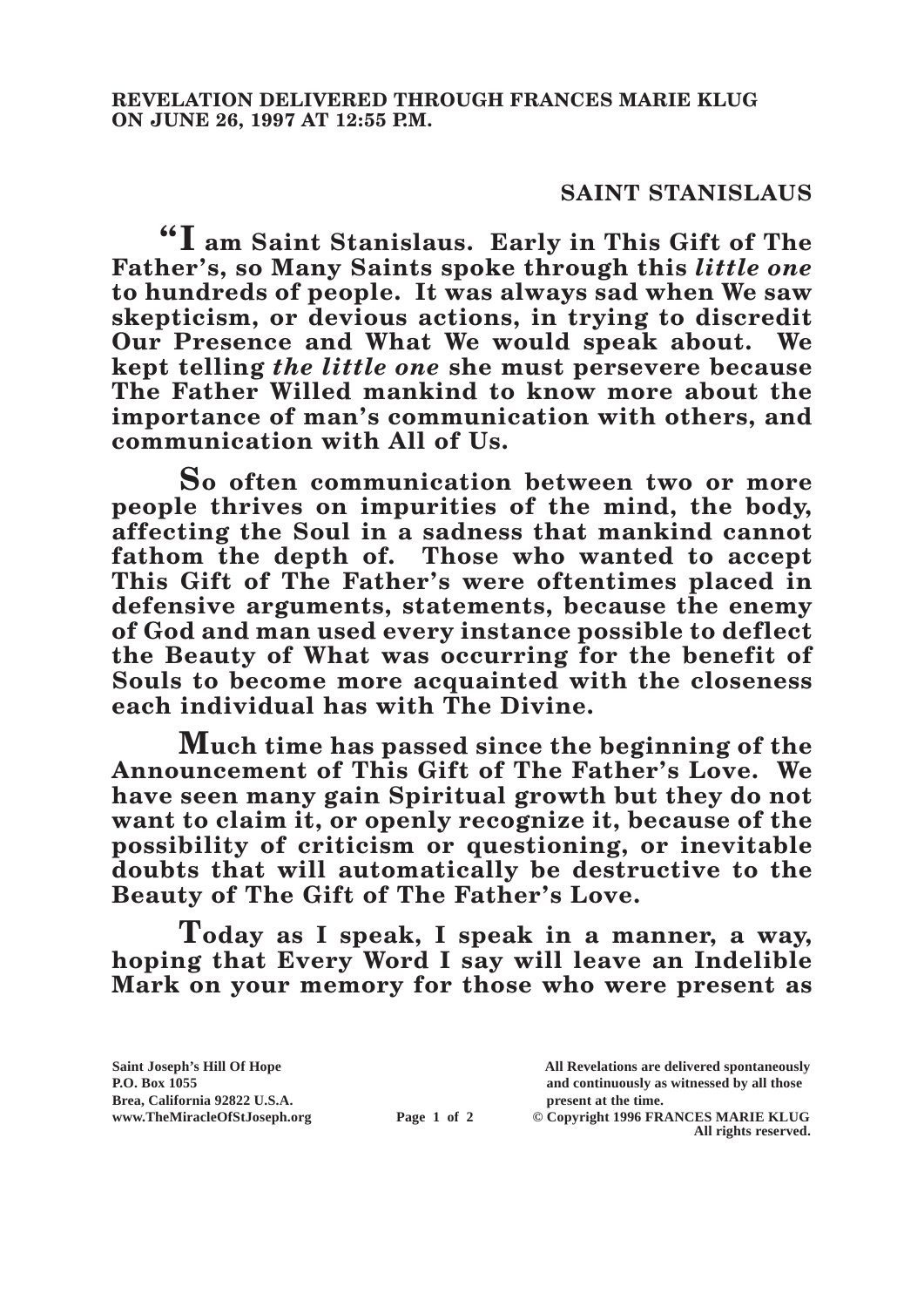**REVELATION DELIVERED THROUGH FRANCES MARIE KLUG ON JUNE 26, 1997 AT 12:55 P.M.**

## SAINT STANISLAUS

**"I am Saint Stanislaus. Early in This Gift of The Father's, so Many Saints spoke through this *little one* to hundreds of people. It was always sad when We saw skepticism, or devious actions, in trying to discredit Our Presence and What We would speak about. We kept telling *the little one* she must persevere because The Father Willed mankind to know more about the importance of man's communication with others, and communication with All of Us.**

**So often communication between two or more people thrives on impurities of the mind, the body, affecting the Soul in a sadness that mankind cannot fathom the depth of. Those who wanted to accept This Gift of The Father's were oftentimes placed in defensive arguments, statements, because the enemy of God and man used every instance possible to deflect the Beauty of What was occurring for the benefit of Souls to become more acquainted with the closeness each individual has with The Divine.**

**Much time has passed since the beginning of the Announcement of This Gift of The Father's Love. We have seen many gain Spiritual growth but they do not want to claim it, or openly recognize it, because of the possibility of criticism or questioning, or inevitable doubts that will automatically be destructive to the Beauty of The Gift of The Father's Love.**

**Today as I speak, I speak in a manner, a way, hoping that Every Word I say will leave an Indelible Mark on your memory for those who were present as**

Saint Joseph's Hill Of Hope
P.O. Box 1055
Brea, California 92822 U.S.A.
www.TheMiracleOfStJoseph.org

All Revelations are delivered spontaneously and continuously as witnessed by all those present at the time.
© Copyright 1996 FRANCES MARIE KLUG
All rights reserved.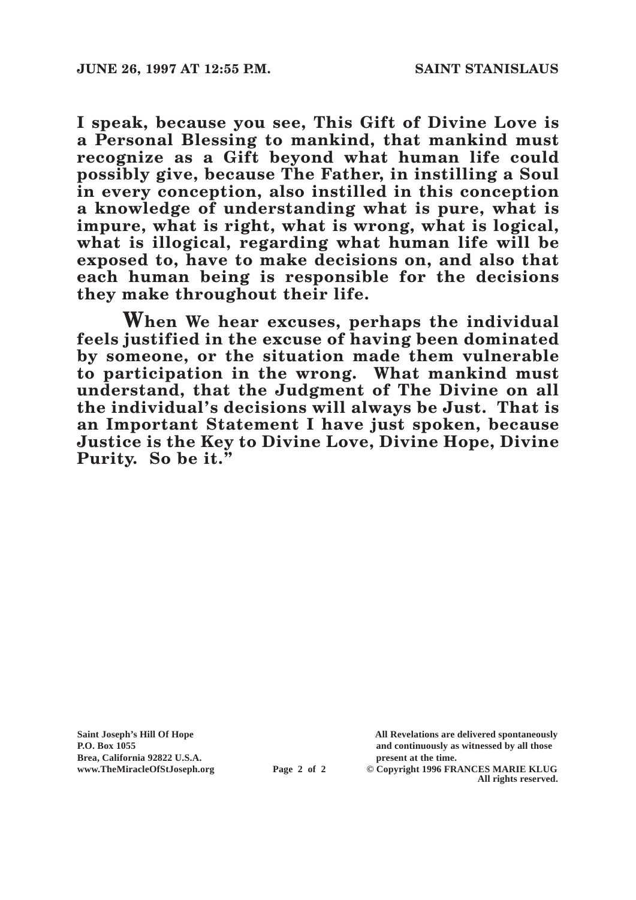**I speak, because you see, This Gift of Divine Love is a Personal Blessing to mankind, that mankind must recognize as a Gift beyond what human life could possibly give, because The Father, in instilling a Soul in every conception, also instilled in this conception a knowledge of understanding what is pure, what is impure, what is right, what is wrong, what is logical, what is illogical, regarding what human life will be exposed to, have to make decisions on, and also that each human being is responsible for the decisions they make throughout their life.**

**When We hear excuses, perhaps the individual feels justified in the excuse of having been dominated by someone, or the situation made them vulnerable to participation in the wrong. What mankind must understand, that the Judgment of The Divine on all the individual's decisions will always be Just. That is an Important Statement I have just spoken, because Justice is the Key to Divine Love, Divine Hope, Divine Purity. So be it."**

Saint Joseph's Hill Of Hope
P.O. Box 1055
Brea, California 92822 U.S.A.
www.TheMiracleOfStJoseph.org

All Revelations are delivered spontaneously and continuously as witnessed by all those present at the time.
© Copyright 1996 FRANCES MARIE KLUG
All rights reserved.